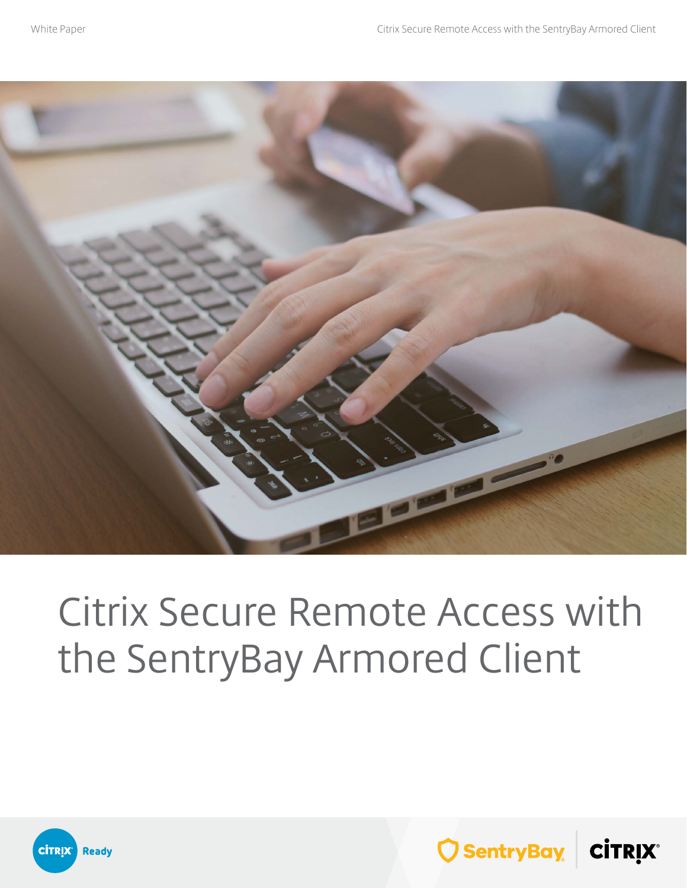White Paper

# Citrix Secure Remote Access with the SentryBay Armored Client

Citrix Ready

SentryBay | Citrix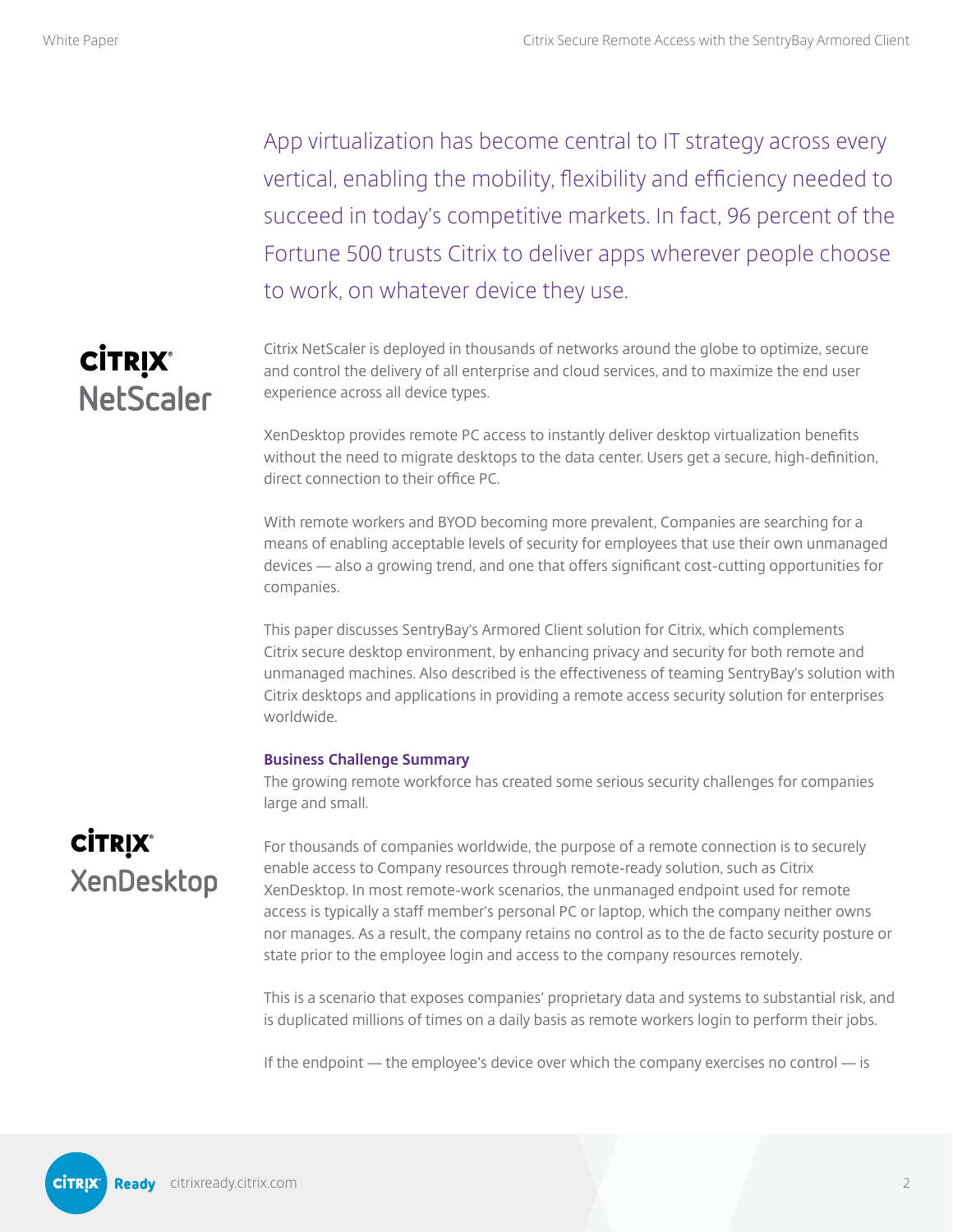App virtualization has become central to IT strategy across every vertical, enabling the mobility, flexibility and efficiency needed to succeed in today's competitive markets. In fact, 96 percent of the Fortune 500 trusts Citrix to deliver apps wherever people choose to work, on whatever device they use.

Citrix NetScaler is deployed in thousands of networks around the globe to optimize, secure and control the delivery of all enterprise and cloud services, and to maximize the end user experience across all device types.

XenDesktop provides remote PC access to instantly deliver desktop virtualization benefits without the need to migrate desktops to the data center. Users get a secure, high-definition, direct connection to their office PC.

With remote workers and BYOD becoming more prevalent, Companies are searching for a means of enabling acceptable levels of security for employees that use their own unmanaged devices — also a growing trend, and one that offers significant cost-cutting opportunities for companies.

This paper discusses SentryBay's Armored Client solution for Citrix, which complements Citrix secure desktop environment, by enhancing privacy and security for both remote and unmanaged machines. Also described is the effectiveness of teaming SentryBay's solution with Citrix desktops and applications in providing a remote access security solution for enterprises worldwide.

**Business Challenge Summary**

The growing remote workforce has created some serious security challenges for companies large and small.

For thousands of companies worldwide, the purpose of a remote connection is to securely enable access to Company resources through remote-ready solution, such as Citrix XenDesktop. In most remote-work scenarios, the unmanaged endpoint used for remote access is typically a staff member's personal PC or laptop, which the company neither owns nor manages. As a result, the company retains no control as to the de facto security posture or state prior to the employee login and access to the company resources remotely.

This is a scenario that exposes companies' proprietary data and systems to substantial risk, and is duplicated millions of times on a daily basis as remote workers login to perform their jobs.

If the endpoint — the employee's device over which the company exercises no control — is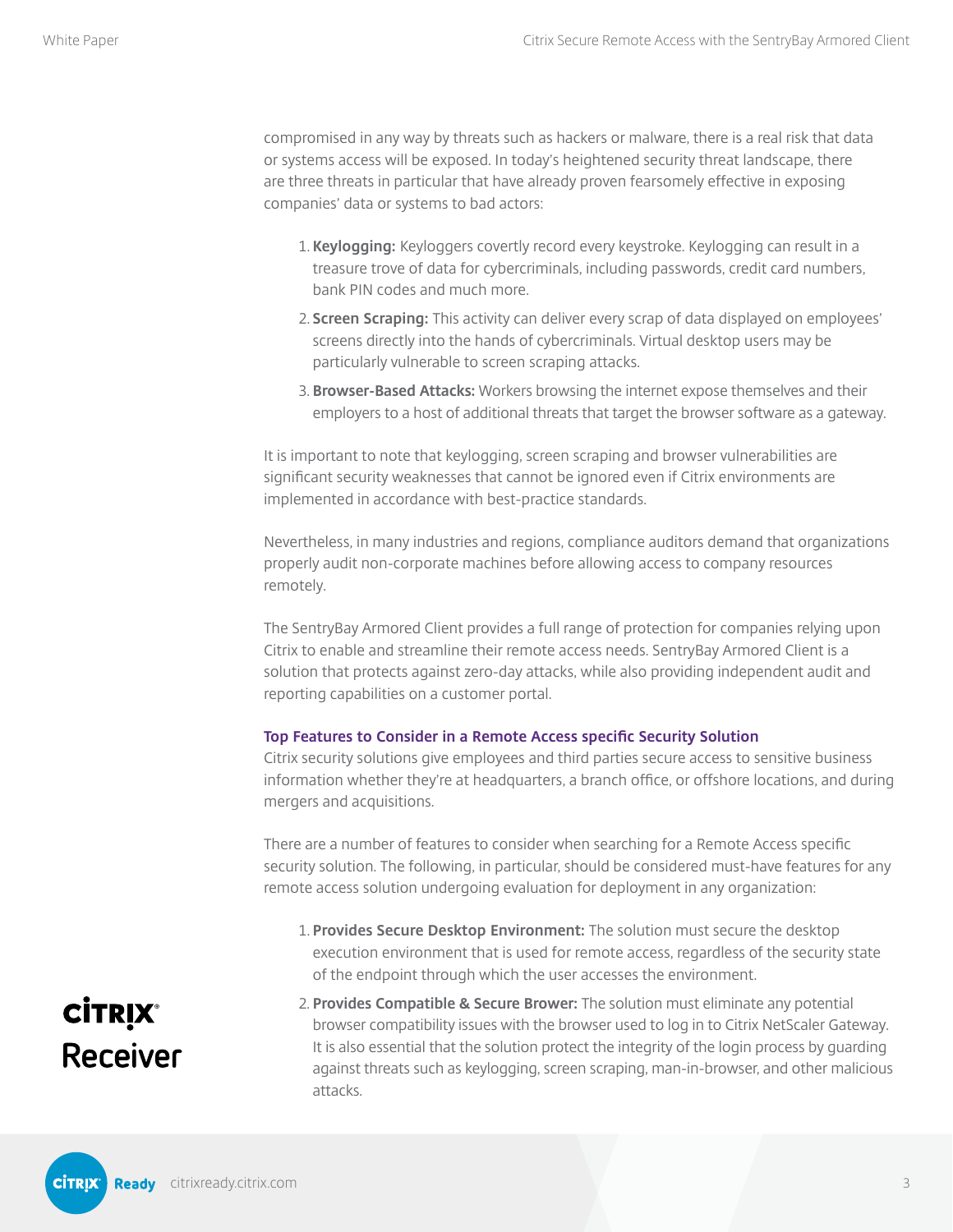compromised in any way by threats such as hackers or malware, there is a real risk that data or systems access will be exposed. In today's heightened security threat landscape, there are three threats in particular that have already proven fearsomely effective in exposing companies' data or systems to bad actors:

1. **Keylogging:** Keyloggers covertly record every keystroke. Keylogging can result in a treasure trove of data for cybercriminals, including passwords, credit card numbers, bank PIN codes and much more.
2. **Screen Scraping:** This activity can deliver every scrap of data displayed on employees' screens directly into the hands of cybercriminals. Virtual desktop users may be particularly vulnerable to screen scraping attacks.
3. **Browser-Based Attacks:** Workers browsing the internet expose themselves and their employers to a host of additional threats that target the browser software as a gateway.

It is important to note that keylogging, screen scraping and browser vulnerabilities are significant security weaknesses that cannot be ignored even if Citrix environments are implemented in accordance with best-practice standards.

Nevertheless, in many industries and regions, compliance auditors demand that organizations properly audit non-corporate machines before allowing access to company resources remotely.

The SentryBay Armored Client provides a full range of protection for companies relying upon Citrix to enable and streamline their remote access needs. SentryBay Armored Client is a solution that protects against zero-day attacks, while also providing independent audit and reporting capabilities on a customer portal.

### Top Features to Consider in a Remote Access specific Security Solution

Citrix security solutions give employees and third parties secure access to sensitive business information whether they're at headquarters, a branch office, or offshore locations, and during mergers and acquisitions.

There are a number of features to consider when searching for a Remote Access specific security solution. The following, in particular, should be considered must-have features for any remote access solution undergoing evaluation for deployment in any organization:

1. **Provides Secure Desktop Environment:** The solution must secure the desktop execution environment that is used for remote access, regardless of the security state of the endpoint through which the user accesses the environment.
2. **Provides Compatible & Secure Brower:** The solution must eliminate any potential browser compatibility issues with the browser used to log in to Citrix NetScaler Gateway. It is also essential that the solution protect the integrity of the login process by guarding against threats such as keylogging, screen scraping, man-in-browser, and other malicious attacks.

Citrix Receiver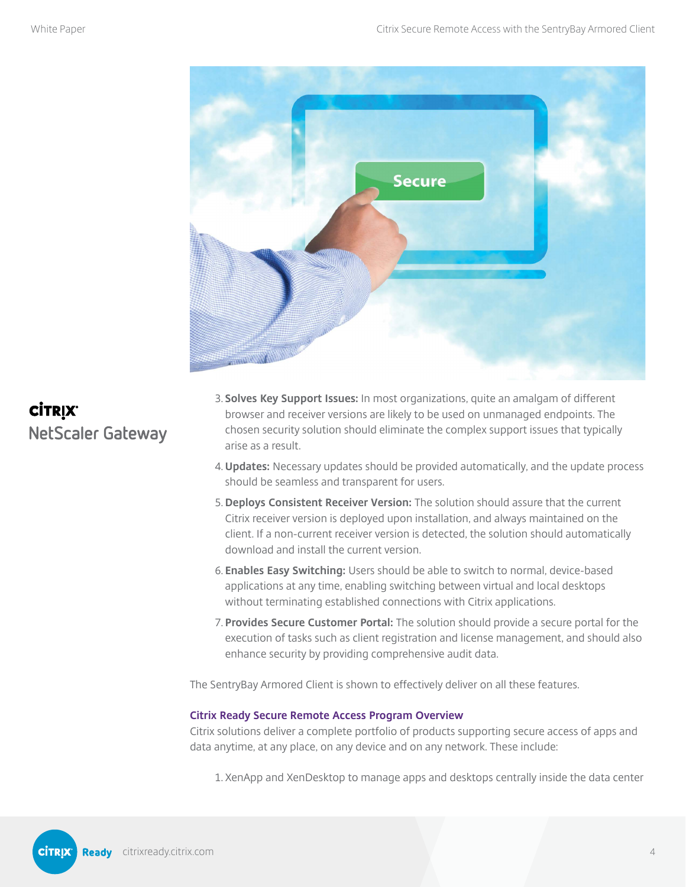Citrix NetScaler Gateway

3. **Solves Key Support Issues:** In most organizations, quite an amalgam of different browser and receiver versions are likely to be used on unmanaged endpoints. The chosen security solution should eliminate the complex support issues that typically arise as a result.
4. **Updates:** Necessary updates should be provided automatically, and the update process should be seamless and transparent for users.
5. **Deploys Consistent Receiver Version:** The solution should assure that the current Citrix receiver version is deployed upon installation, and always maintained on the client. If a non-current receiver version is detected, the solution should automatically download and install the current version.
6. **Enables Easy Switching:** Users should be able to switch to normal, device-based applications at any time, enabling switching between virtual and local desktops without terminating established connections with Citrix applications.
7. **Provides Secure Customer Portal:** The solution should provide a secure portal for the execution of tasks such as client registration and license management, and should also enhance security by providing comprehensive audit data.

The SentryBay Armored Client is shown to effectively deliver on all these features.

### Citrix Ready Secure Remote Access Program Overview

Citrix solutions deliver a complete portfolio of products supporting secure access of apps and data anytime, at any place, on any device and on any network. These include:

1. XenApp and XenDesktop to manage apps and desktops centrally inside the data center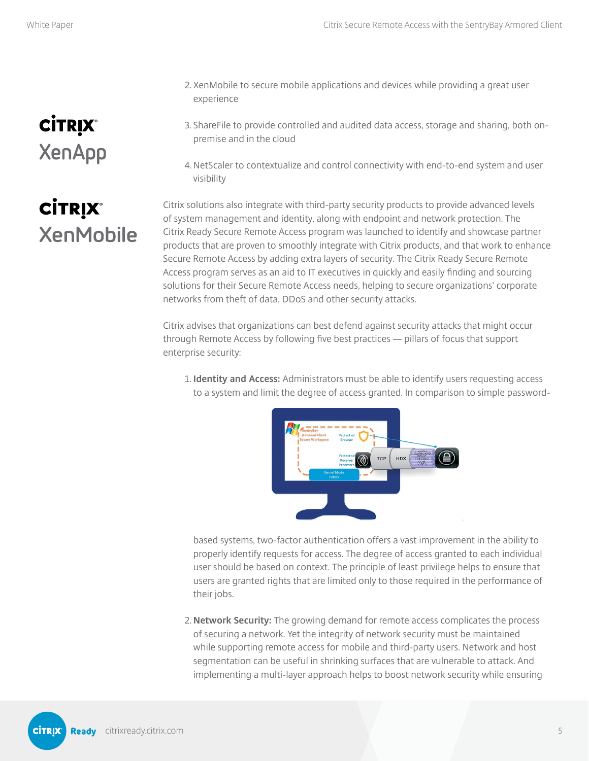2. XenMobile to secure mobile applications and devices while providing a great user experience

3. ShareFile to provide controlled and audited data access, storage and sharing, both on-premise and in the cloud

4. NetScaler to contextualize and control connectivity with end-to-end system and user visibility

Citrix solutions also integrate with third-party security products to provide advanced levels of system management and identity, along with endpoint and network protection. The Citrix Ready Secure Remote Access program was launched to identify and showcase partner products that are proven to smoothly integrate with Citrix products, and that work to enhance Secure Remote Access by adding extra layers of security. The Citrix Ready Secure Remote Access program serves as an aid to IT executives in quickly and easily finding and sourcing solutions for their Secure Remote Access needs, helping to secure organizations' corporate networks from theft of data, DDoS and other security attacks.

Citrix advises that organizations can best defend against security attacks that might occur through Remote Access by following five best practices — pillars of focus that support enterprise security:

1. **Identity and Access:** Administrators must be able to identify users requesting access to a system and limit the degree of access granted. In comparison to simple password-based systems, two-factor authentication offers a vast improvement in the ability to properly identify requests for access. The degree of access granted to each individual user should be based on context. The principle of least privilege helps to ensure that users are granted rights that are limited only to those required in the performance of their jobs.

2. **Network Security:** The growing demand for remote access complicates the process of securing a network. Yet the integrity of network security must be maintained while supporting remote access for mobile and third-party users. Network and host segmentation can be useful in shrinking surfaces that are vulnerable to attack. And implementing a multi-layer approach helps to boost network security while ensuring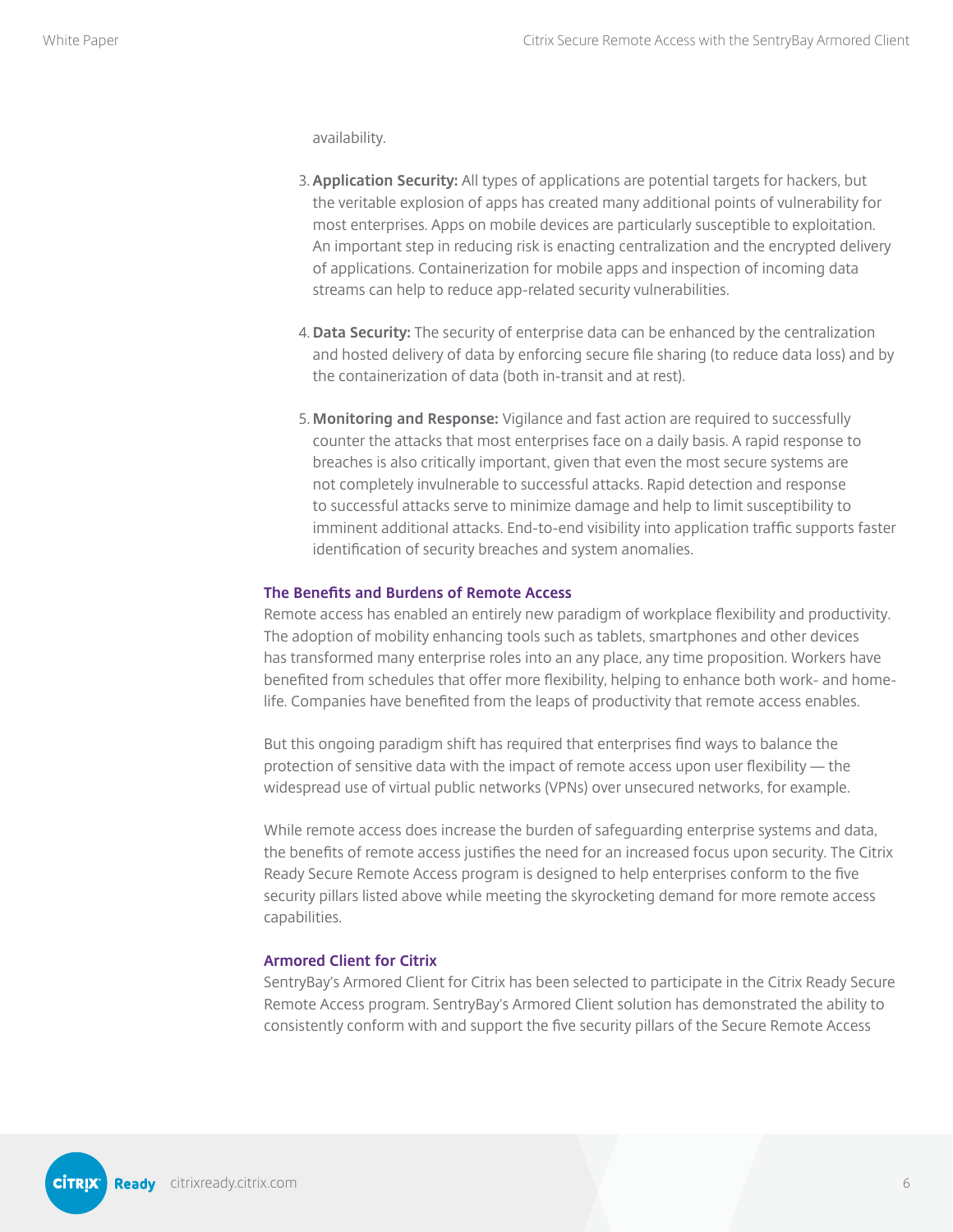availability.

3. **Application Security:** All types of applications are potential targets for hackers, but the veritable explosion of apps has created many additional points of vulnerability for most enterprises. Apps on mobile devices are particularly susceptible to exploitation. An important step in reducing risk is enacting centralization and the encrypted delivery of applications. Containerization for mobile apps and inspection of incoming data streams can help to reduce app-related security vulnerabilities.

4. **Data Security:** The security of enterprise data can be enhanced by the centralization and hosted delivery of data by enforcing secure file sharing (to reduce data loss) and by the containerization of data (both in-transit and at rest).

5. **Monitoring and Response:** Vigilance and fast action are required to successfully counter the attacks that most enterprises face on a daily basis. A rapid response to breaches is also critically important, given that even the most secure systems are not completely invulnerable to successful attacks. Rapid detection and response to successful attacks serve to minimize damage and help to limit susceptibility to imminent additional attacks. End-to-end visibility into application traffic supports faster identification of security breaches and system anomalies.

### The Benefits and Burdens of Remote Access

Remote access has enabled an entirely new paradigm of workplace flexibility and productivity. The adoption of mobility enhancing tools such as tablets, smartphones and other devices has transformed many enterprise roles into an any place, any time proposition. Workers have benefited from schedules that offer more flexibility, helping to enhance both work- and home-life. Companies have benefited from the leaps of productivity that remote access enables.

But this ongoing paradigm shift has required that enterprises find ways to balance the protection of sensitive data with the impact of remote access upon user flexibility — the widespread use of virtual public networks (VPNs) over unsecured networks, for example.

While remote access does increase the burden of safeguarding enterprise systems and data, the benefits of remote access justifies the need for an increased focus upon security. The Citrix Ready Secure Remote Access program is designed to help enterprises conform to the five security pillars listed above while meeting the skyrocketing demand for more remote access capabilities.

### Armored Client for Citrix

SentryBay's Armored Client for Citrix has been selected to participate in the Citrix Ready Secure Remote Access program. SentryBay's Armored Client solution has demonstrated the ability to consistently conform with and support the five security pillars of the Secure Remote Access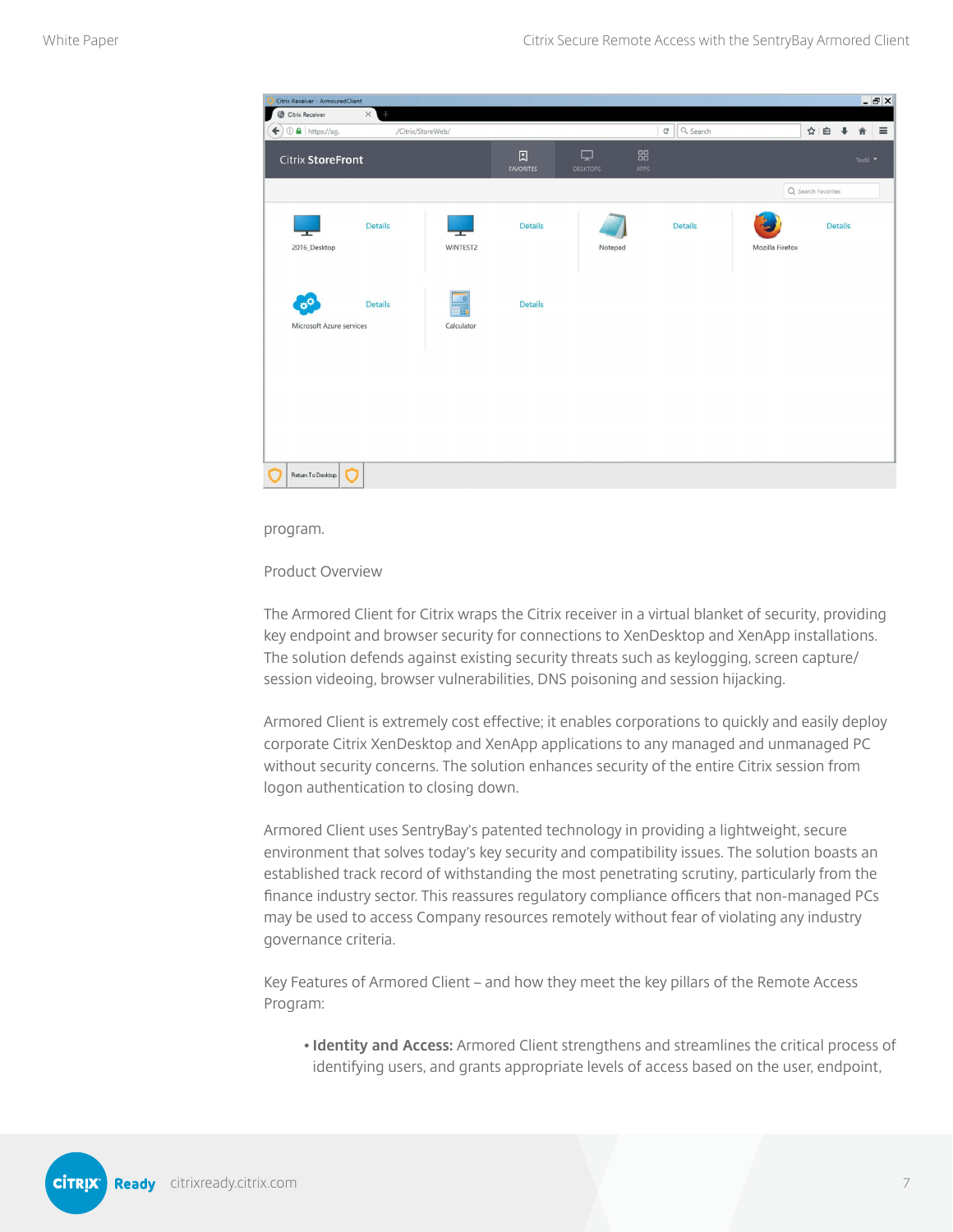program.

Product Overview

The Armored Client for Citrix wraps the Citrix receiver in a virtual blanket of security, providing key endpoint and browser security for connections to XenDesktop and XenApp installations. The solution defends against existing security threats such as keylogging, screen capture/ session videoing, browser vulnerabilities, DNS poisoning and session hijacking.

Armored Client is extremely cost effective; it enables corporations to quickly and easily deploy corporate Citrix XenDesktop and XenApp applications to any managed and unmanaged PC without security concerns. The solution enhances security of the entire Citrix session from logon authentication to closing down.

Armored Client uses SentryBay's patented technology in providing a lightweight, secure environment that solves today's key security and compatibility issues. The solution boasts an established track record of withstanding the most penetrating scrutiny, particularly from the finance industry sector. This reassures regulatory compliance officers that non-managed PCs may be used to access Company resources remotely without fear of violating any industry governance criteria.

Key Features of Armored Client – and how they meet the key pillars of the Remote Access Program:

- **Identity and Access:** Armored Client strengthens and streamlines the critical process of identifying users, and grants appropriate levels of access based on the user, endpoint,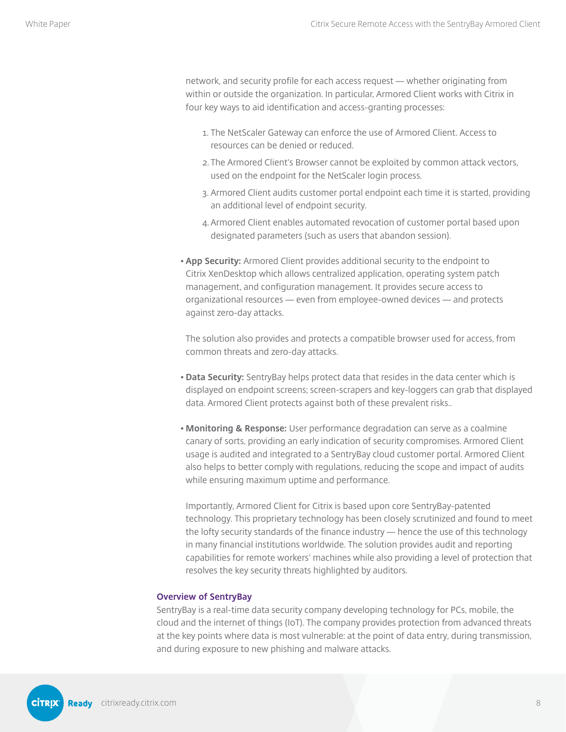network, and security profile for each access request — whether originating from within or outside the organization. In particular, Armored Client works with Citrix in four key ways to aid identification and access-granting processes:

1. The NetScaler Gateway can enforce the use of Armored Client. Access to resources can be denied or reduced.
2. The Armored Client's Browser cannot be exploited by common attack vectors, used on the endpoint for the NetScaler login process.
3. Armored Client audits customer portal endpoint each time it is started, providing an additional level of endpoint security.
4. Armored Client enables automated revocation of customer portal based upon designated parameters (such as users that abandon session).

- **App Security:** Armored Client provides additional security to the endpoint to Citrix XenDesktop which allows centralized application, operating system patch management, and configuration management. It provides secure access to organizational resources — even from employee-owned devices — and protects against zero-day attacks.

  The solution also provides and protects a compatible browser used for access, from common threats and zero-day attacks.

- **Data Security:** SentryBay helps protect data that resides in the data center which is displayed on endpoint screens; screen-scrapers and key-loggers can grab that displayed data. Armored Client protects against both of these prevalent risks..

- **Monitoring & Response:** User performance degradation can serve as a coalmine canary of sorts, providing an early indication of security compromises. Armored Client usage is audited and integrated to a SentryBay cloud customer portal. Armored Client also helps to better comply with regulations, reducing the scope and impact of audits while ensuring maximum uptime and performance.

  Importantly, Armored Client for Citrix is based upon core SentryBay-patented technology. This proprietary technology has been closely scrutinized and found to meet the lofty security standards of the finance industry — hence the use of this technology in many financial institutions worldwide. The solution provides audit and reporting capabilities for remote workers' machines while also providing a level of protection that resolves the key security threats highlighted by auditors.

### Overview of SentryBay

SentryBay is a real-time data security company developing technology for PCs, mobile, the cloud and the internet of things (IoT). The company provides protection from advanced threats at the key points where data is most vulnerable: at the point of data entry, during transmission, and during exposure to new phishing and malware attacks.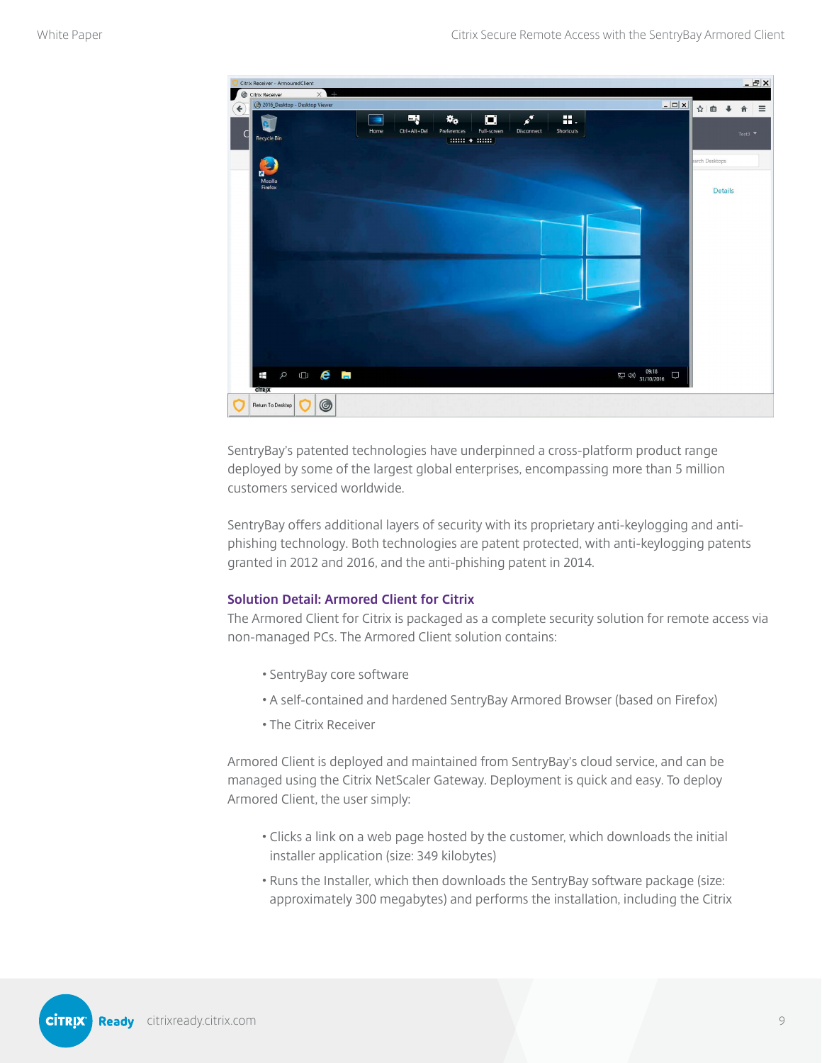SentryBay's patented technologies have underpinned a cross-platform product range deployed by some of the largest global enterprises, encompassing more than 5 million customers serviced worldwide.

SentryBay offers additional layers of security with its proprietary anti-keylogging and anti-phishing technology. Both technologies are patent protected, with anti-keylogging patents granted in 2012 and 2016, and the anti-phishing patent in 2014.

### Solution Detail: Armored Client for Citrix

The Armored Client for Citrix is packaged as a complete security solution for remote access via non-managed PCs. The Armored Client solution contains:

- SentryBay core software
- A self-contained and hardened SentryBay Armored Browser (based on Firefox)
- The Citrix Receiver

Armored Client is deployed and maintained from SentryBay's cloud service, and can be managed using the Citrix NetScaler Gateway. Deployment is quick and easy. To deploy Armored Client, the user simply:

- Clicks a link on a web page hosted by the customer, which downloads the initial installer application (size: 349 kilobytes)
- Runs the Installer, which then downloads the SentryBay software package (size: approximately 300 megabytes) and performs the installation, including the Citrix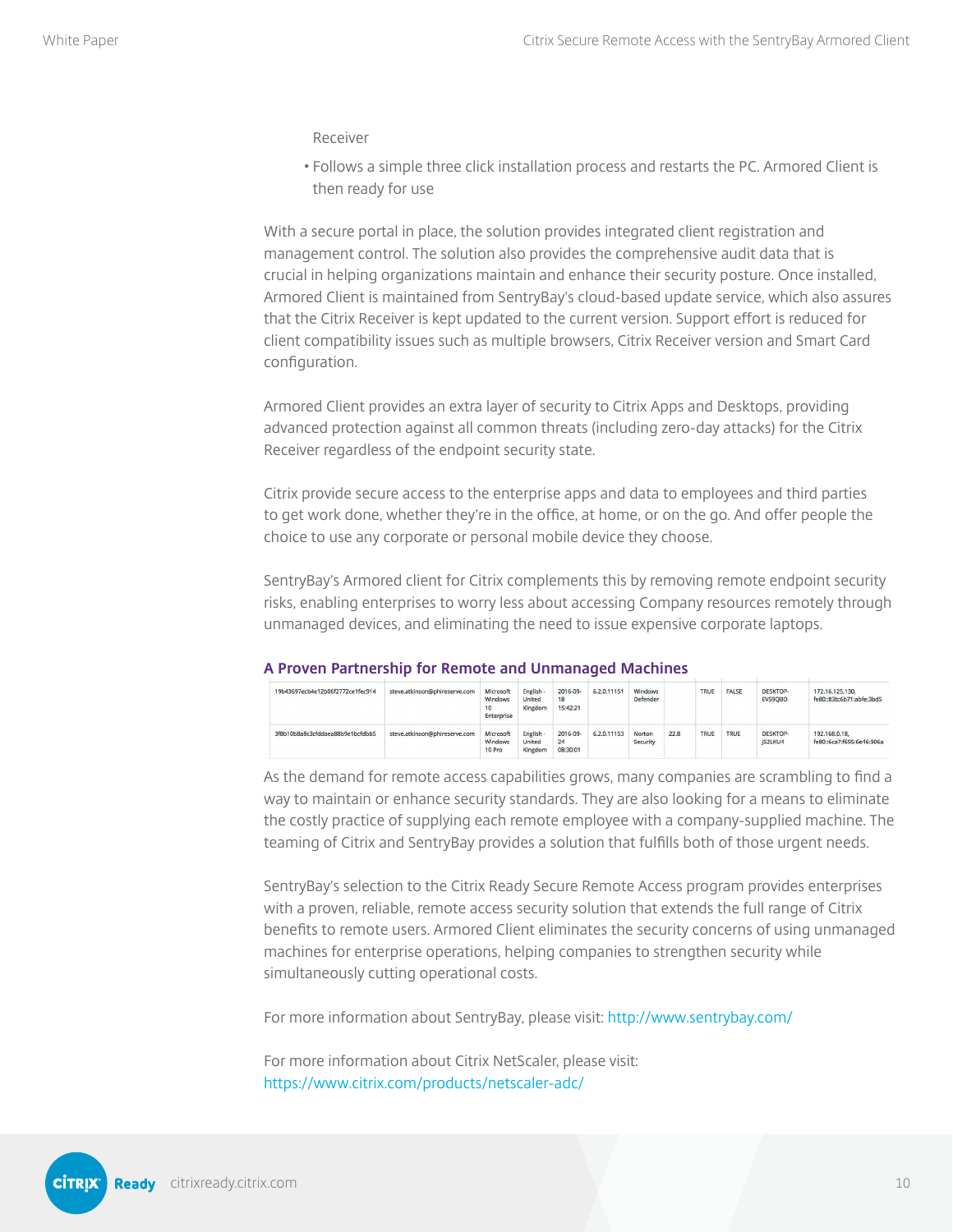Receiver

- Follows a simple three click installation process and restarts the PC. Armored Client is then ready for use

With a secure portal in place, the solution provides integrated client registration and management control. The solution also provides the comprehensive audit data that is crucial in helping organizations maintain and enhance their security posture. Once installed, Armored Client is maintained from SentryBay's cloud-based update service, which also assures that the Citrix Receiver is kept updated to the current version. Support effort is reduced for client compatibility issues such as multiple browsers, Citrix Receiver version and Smart Card configuration.

Armored Client provides an extra layer of security to Citrix Apps and Desktops, providing advanced protection against all common threats (including zero-day attacks) for the Citrix Receiver regardless of the endpoint security state.

Citrix provide secure access to the enterprise apps and data to employees and third parties to get work done, whether they're in the office, at home, or on the go. And offer people the choice to use any corporate or personal mobile device they choose.

SentryBay's Armored client for Citrix complements this by removing remote endpoint security risks, enabling enterprises to worry less about accessing Company resources remotely through unmanaged devices, and eliminating the need to issue expensive corporate laptops.

## A Proven Partnership for Remote and Unmanaged Machines

| | | | | | | | | | | | |
|---|---|---|---|---|---|---|---|---|---|---|---|
| 19b43697ecb4e12b06f2772ce1fec914 | steve.atkinson@phireserve.com | Microsoft Windows 10 Enterprise | English - United Kingdom | 2016-09-18 15:42:21 | 6.2.0.11151 | Windows Defender | | TRUE | FALSE | DESKTOP-EV59Q8D | 172.16.125.130, fe80::83b:6b71:abfe:3bd5 |
| 3f8b10b8a8c3cfddaea88b9e1bcfdbb5 | steve.atkinson@phireserve.com | Microsoft Windows 10 Pro | English - United Kingdom | 2016-09-24 08:30:01 | 6.2.0.11153 | Norton Security | 22.8 | TRUE | TRUE | DESKTOP-J52LKU4 | 192.168.0.18, fe80::6ca7:f695:6e46:906a |

As the demand for remote access capabilities grows, many companies are scrambling to find a way to maintain or enhance security standards. They are also looking for a means to eliminate the costly practice of supplying each remote employee with a company-supplied machine. The teaming of Citrix and SentryBay provides a solution that fulfills both of those urgent needs.

SentryBay's selection to the Citrix Ready Secure Remote Access program provides enterprises with a proven, reliable, remote access security solution that extends the full range of Citrix benefits to remote users. Armored Client eliminates the security concerns of using unmanaged machines for enterprise operations, helping companies to strengthen security while simultaneously cutting operational costs.

For more information about SentryBay, please visit: http://www.sentrybay.com/

For more information about Citrix NetScaler, please visit: https://www.citrix.com/products/netscaler-adc/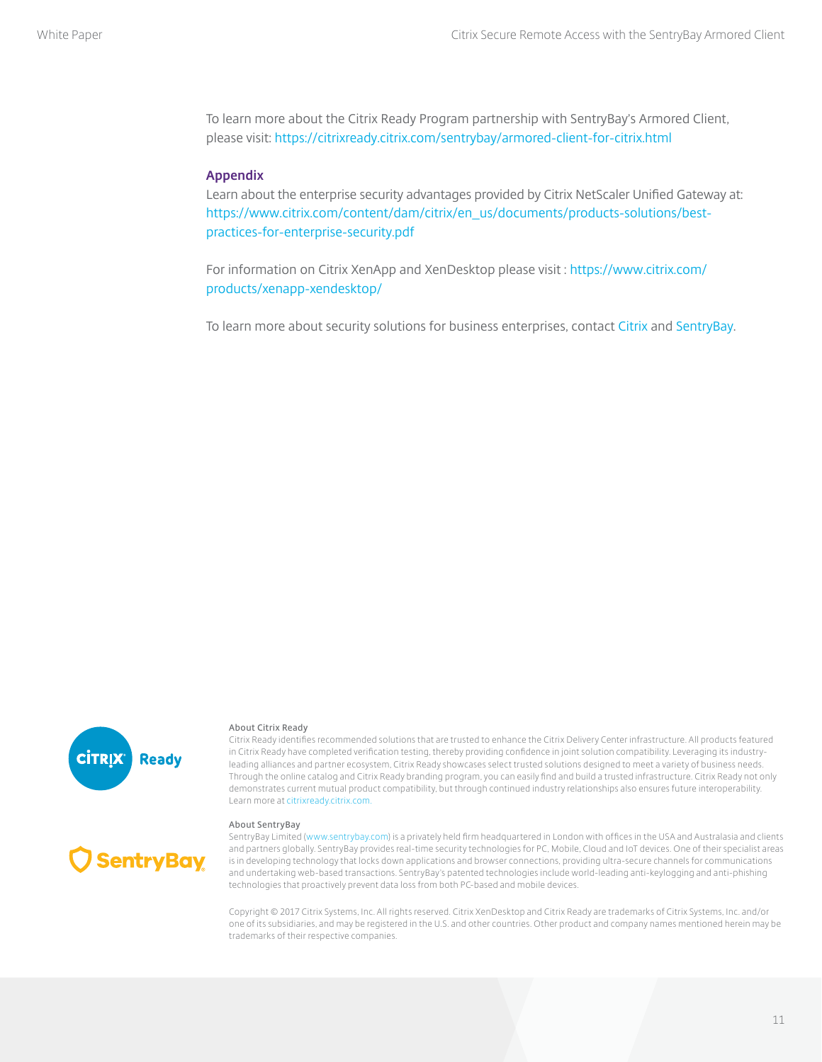To learn more about the Citrix Ready Program partnership with SentryBay's Armored Client, please visit: https://citrixready.citrix.com/sentrybay/armored-client-for-citrix.html

## Appendix

Learn about the enterprise security advantages provided by Citrix NetScaler Unified Gateway at: https://www.citrix.com/content/dam/citrix/en_us/documents/products-solutions/best-practices-for-enterprise-security.pdf

For information on Citrix XenApp and XenDesktop please visit : https://www.citrix.com/products/xenapp-xendesktop/

To learn more about security solutions for business enterprises, contact Citrix and SentryBay.

**About Citrix Ready**

Citrix Ready identifies recommended solutions that are trusted to enhance the Citrix Delivery Center infrastructure. All products featured in Citrix Ready have completed verification testing, thereby providing confidence in joint solution compatibility. Leveraging its industry-leading alliances and partner ecosystem, Citrix Ready showcases select trusted solutions designed to meet a variety of business needs. Through the online catalog and Citrix Ready branding program, you can easily find and build a trusted infrastructure. Citrix Ready not only demonstrates current mutual product compatibility, but through continued industry relationships also ensures future interoperability. Learn more at citrixready.citrix.com.

**About SentryBay**

SentryBay Limited (www.sentrybay.com) is a privately held firm headquartered in London with offices in the USA and Australasia and clients and partners globally. SentryBay provides real-time security technologies for PC, Mobile, Cloud and IoT devices. One of their specialist areas is in developing technology that locks down applications and browser connections, providing ultra-secure channels for communications and undertaking web-based transactions. SentryBay's patented technologies include world-leading anti-keylogging and anti-phishing technologies that proactively prevent data loss from both PC-based and mobile devices.

Copyright © 2017 Citrix Systems, Inc. All rights reserved. Citrix XenDesktop and Citrix Ready are trademarks of Citrix Systems, Inc. and/or one of its subsidiaries, and may be registered in the U.S. and other countries. Other product and company names mentioned herein may be trademarks of their respective companies.